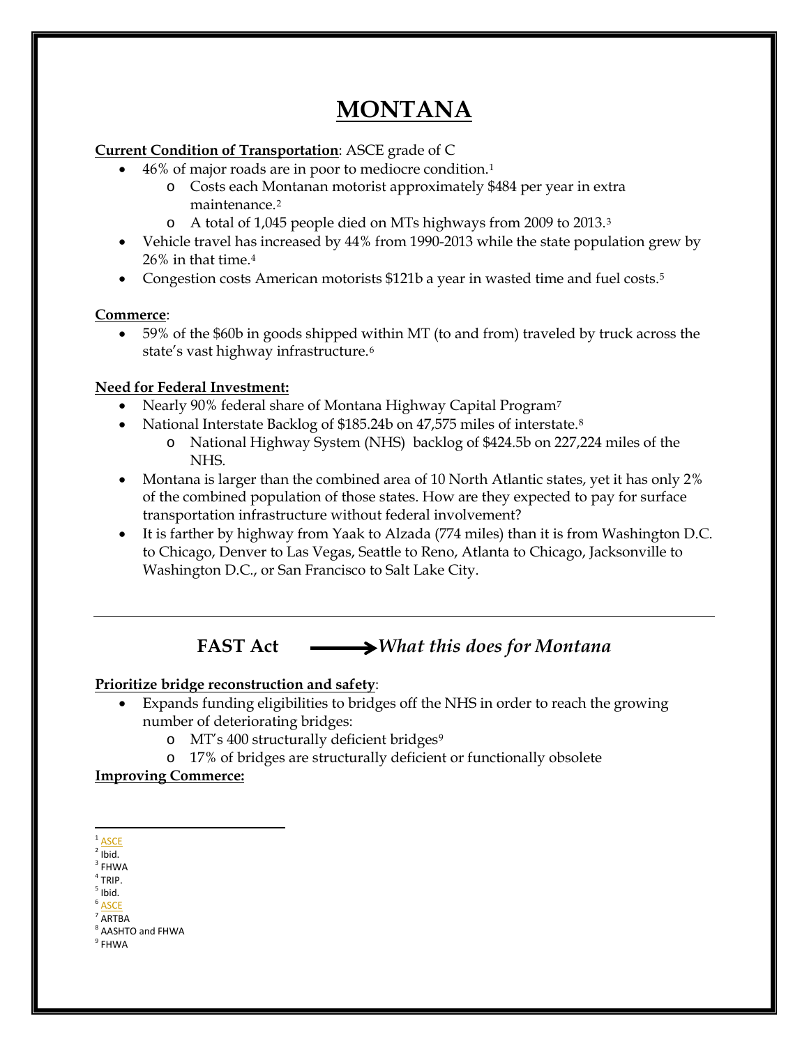# MONTANA

**Current Condition of Transportation**: ASCE grade of C

- 46% of major roads are in poor to mediocre condition.[1]
  - Costs each Montanan motorist approximately $484 per year in extra maintenance.[2]
  - A total of 1,045 people died on MTs highways from 2009 to 2013.[3]
- Vehicle travel has increased by 44% from 1990-2013 while the state population grew by 26% in that time.[4]
- Congestion costs American motorists $121b a year in wasted time and fuel costs.[5]

**Commerce**:

- 59% of the $60b in goods shipped within MT (to and from) traveled by truck across the state's vast highway infrastructure.[6]

**Need for Federal Investment:**

- Nearly 90% federal share of Montana Highway Capital Program[7]
- National Interstate Backlog of $185.24b on 47,575 miles of interstate.[8]
  - National Highway System (NHS) backlog of $424.5b on 227,224 miles of the NHS.
- Montana is larger than the combined area of 10 North Atlantic states, yet it has only 2% of the combined population of those states. How are they expected to pay for surface transportation infrastructure without federal involvement?
- It is farther by highway from Yaak to Alzada (774 miles) than it is from Washington D.C. to Chicago, Denver to Las Vegas, Seattle to Reno, Atlanta to Chicago, Jacksonville to Washington D.C., or San Francisco to Salt Lake City.

---

## FAST Act → *What this does for Montana*

**Prioritize bridge reconstruction and safety**:

- Expands funding eligibilities to bridges off the NHS in order to reach the growing number of deteriorating bridges:
  - MT's 400 structurally deficient bridges[9]
  - 17% of bridges are structurally deficient or functionally obsolete

**Improving Commerce:**

---

[1] ASCE
[2] Ibid.
[3] FHWA
[4] TRIP.
[5] Ibid.
[6] ASCE
[7] ARTBA
[8] AASHTO and FHWA
[9] FHWA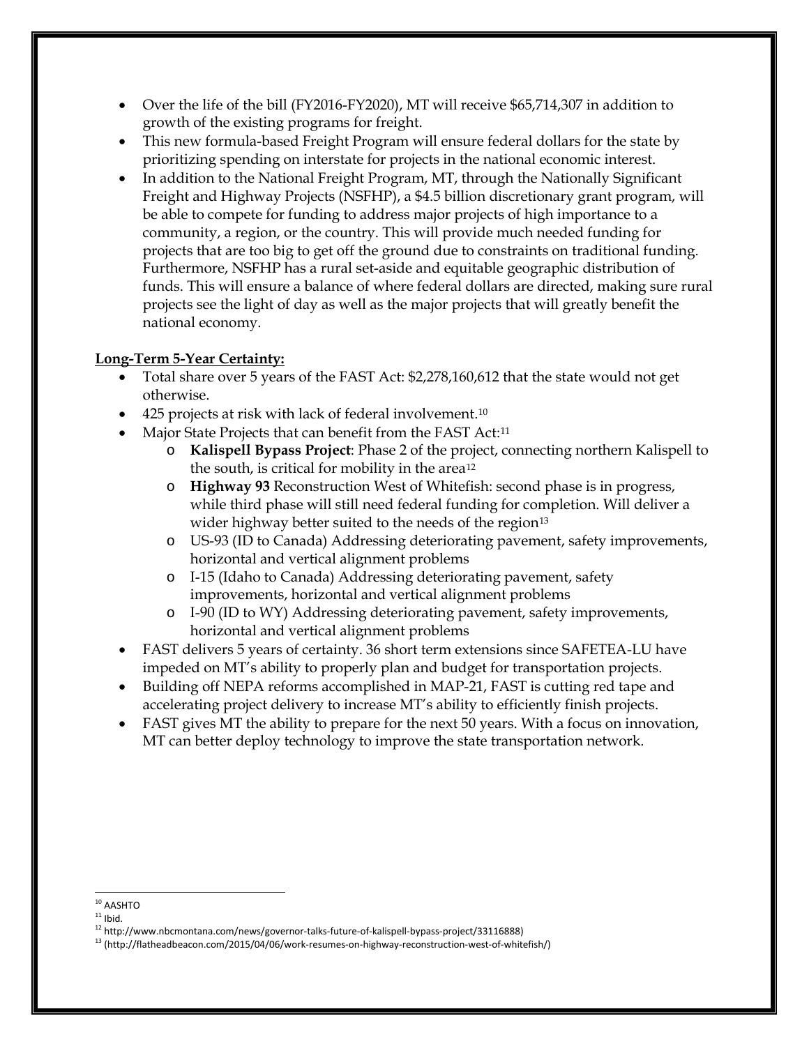- Over the life of the bill (FY2016-FY2020), MT will receive $65,714,307 in addition to growth of the existing programs for freight.
- This new formula-based Freight Program will ensure federal dollars for the state by prioritizing spending on interstate for projects in the national economic interest.
- In addition to the National Freight Program, MT, through the Nationally Significant Freight and Highway Projects (NSFHP), a $4.5 billion discretionary grant program, will be able to compete for funding to address major projects of high importance to a community, a region, or the country. This will provide much needed funding for projects that are too big to get off the ground due to constraints on traditional funding. Furthermore, NSFHP has a rural set-aside and equitable geographic distribution of funds. This will ensure a balance of where federal dollars are directed, making sure rural projects see the light of day as well as the major projects that will greatly benefit the national economy.

**Long-Term 5-Year Certainty:**

- Total share over 5 years of the FAST Act: $2,278,160,612 that the state would not get otherwise.
- 425 projects at risk with lack of federal involvement.[10]
- Major State Projects that can benefit from the FAST Act:[11]
  - **Kalispell Bypass Project**: Phase 2 of the project, connecting northern Kalispell to the south, is critical for mobility in the area[12]
  - **Highway 93** Reconstruction West of Whitefish: second phase is in progress, while third phase will still need federal funding for completion. Will deliver a wider highway better suited to the needs of the region[13]
  - US-93 (ID to Canada) Addressing deteriorating pavement, safety improvements, horizontal and vertical alignment problems
  - I-15 (Idaho to Canada) Addressing deteriorating pavement, safety improvements, horizontal and vertical alignment problems
  - I-90 (ID to WY) Addressing deteriorating pavement, safety improvements, horizontal and vertical alignment problems
- FAST delivers 5 years of certainty. 36 short term extensions since SAFETEA-LU have impeded on MT's ability to properly plan and budget for transportation projects.
- Building off NEPA reforms accomplished in MAP-21, FAST is cutting red tape and accelerating project delivery to increase MT's ability to efficiently finish projects.
- FAST gives MT the ability to prepare for the next 50 years. With a focus on innovation, MT can better deploy technology to improve the state transportation network.

---

[10] AASHTO

[11] Ibid.

[12] http://www.nbcmontana.com/news/governor-talks-future-of-kalispell-bypass-project/33116888)

[13] (http://flatheadbeacon.com/2015/04/06/work-resumes-on-highway-reconstruction-west-of-whitefish/)